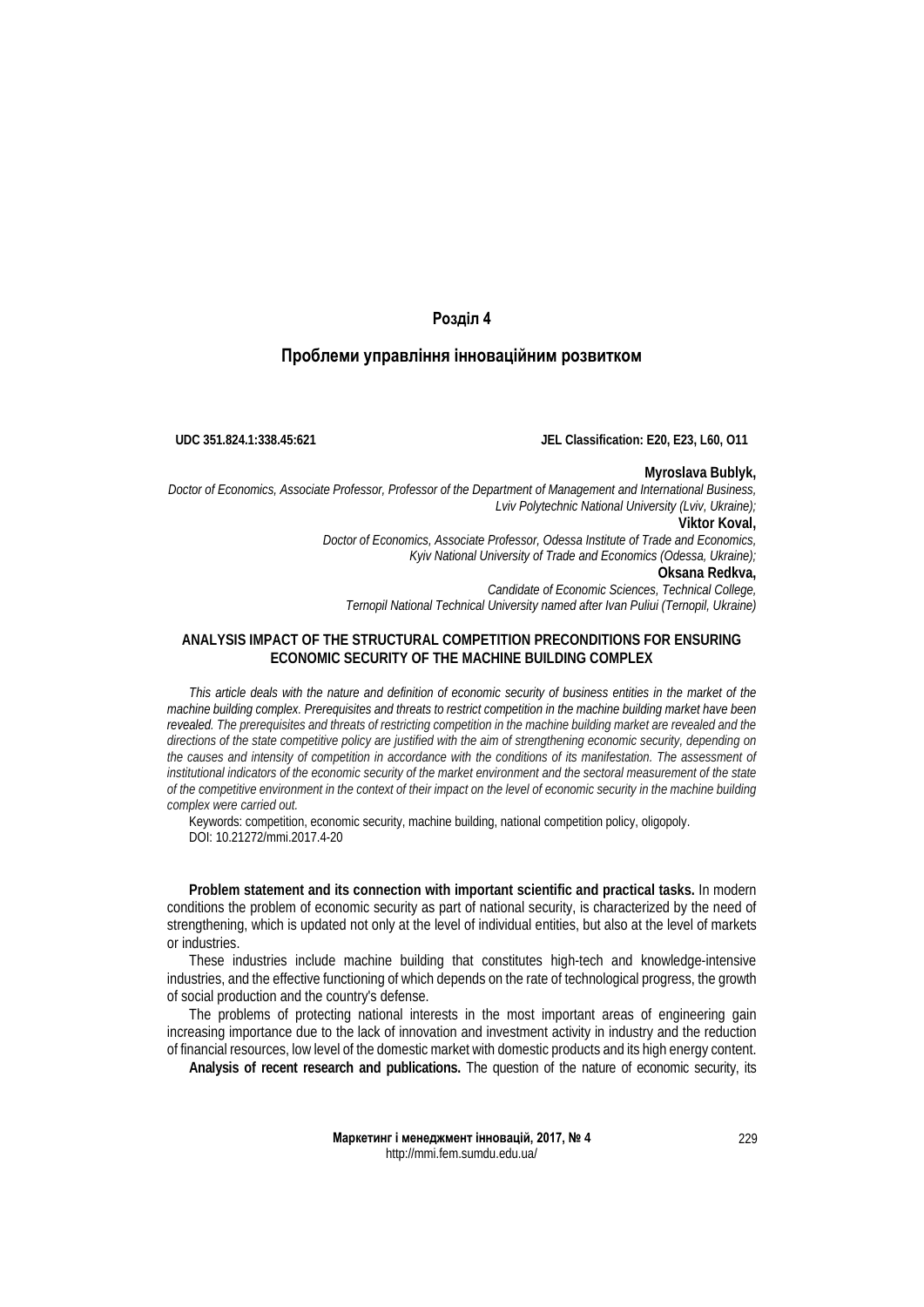## Розділ 4

## Проблеми управління інноваційним розвитком

**UDC 351.824.1:338.45:621** **JEL Classification: E20, E23, L60, O11**

**Myroslava Bublyk,**
*Doctor of Economics, Associate Professor, Professor of the Department of Management and International Business, Lviv Polytechnic National University (Lviv, Ukraine);*
**Viktor Koval,**
*Doctor of Economics, Associate Professor, Odessa Institute of Trade and Economics, Kyiv National University of Trade and Economics (Odessa, Ukraine);*
**Oksana Redkva,**
*Candidate of Economic Sciences, Technical College, Ternopil National Technical University named after Ivan Puliui (Ternopil, Ukraine)*

# ANALYSIS IMPACT OF THE STRUCTURAL COMPETITION PRECONDITIONS FOR ENSURING ECONOMIC SECURITY OF THE MACHINE BUILDING COMPLEX

*This article deals with the nature and definition of economic security of business entities in the market of the machine building complex. Prerequisites and threats to restrict competition in the machine building market have been revealed. The prerequisites and threats of restricting competition in the machine building market are revealed and the directions of the state competitive policy are justified with the aim of strengthening economic security, depending on the causes and intensity of competition in accordance with the conditions of its manifestation. The assessment of institutional indicators of the economic security of the market environment and the sectoral measurement of the state of the competitive environment in the context of their impact on the level of economic security in the machine building complex were carried out.*

Keywords: competition, economic security, machine building, national competition policy, oligopoly.
DOI: 10.21272/mmi.2017.4-20

**Problem statement and its connection with important scientific and practical tasks.** In modern conditions the problem of economic security as part of national security, is characterized by the need of strengthening, which is updated not only at the level of individual entities, but also at the level of markets or industries.

These industries include machine building that constitutes high-tech and knowledge-intensive industries, and the effective functioning of which depends on the rate of technological progress, the growth of social production and the country's defense.

The problems of protecting national interests in the most important areas of engineering gain increasing importance due to the lack of innovation and investment activity in industry and the reduction of financial resources, low level of the domestic market with domestic products and its high energy content.

**Analysis of recent research and publications.** The question of the nature of economic security, its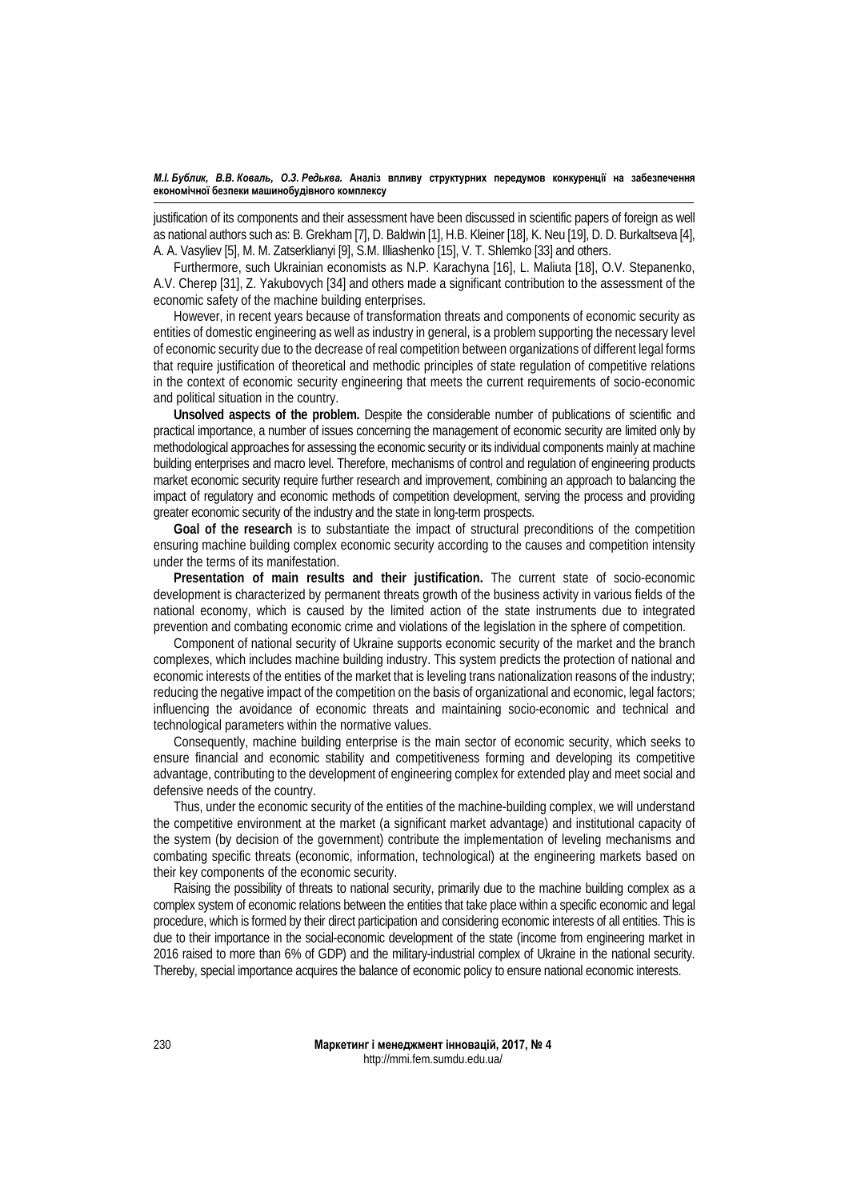justification of its components and their assessment have been discussed in scientific papers of foreign as well as national authors such as: B. Grekham [7], D. Baldwin [1], H.B. Kleiner [18], K. Neu [19], D. D. Burkaltseva [4], A. A. Vasyliev [5], M. M. Zatserklianyi [9], S.M. Illiashenko [15], V. T. Shlemko [33] and others.

Furthermore, such Ukrainian economists as N.P. Karachyna [16], L. Maliuta [18], O.V. Stepanenko, A.V. Cherep [31], Z. Yakubovych [34] and others made a significant contribution to the assessment of the economic safety of the machine building enterprises.

However, in recent years because of transformation threats and components of economic security as entities of domestic engineering as well as industry in general, is a problem supporting the necessary level of economic security due to the decrease of real competition between organizations of different legal forms that require justification of theoretical and methodic principles of state regulation of competitive relations in the context of economic security engineering that meets the current requirements of socio-economic and political situation in the country.

**Unsolved aspects of the problem.** Despite the considerable number of publications of scientific and practical importance, a number of issues concerning the management of economic security are limited only by methodological approaches for assessing the economic security or its individual components mainly at machine building enterprises and macro level. Therefore, mechanisms of control and regulation of engineering products market economic security require further research and improvement, combining an approach to balancing the impact of regulatory and economic methods of competition development, serving the process and providing greater economic security of the industry and the state in long-term prospects.

**Goal of the research** is to substantiate the impact of structural preconditions of the competition ensuring machine building complex economic security according to the causes and competition intensity under the terms of its manifestation.

**Presentation of main results and their justification.** The current state of socio-economic development is characterized by permanent threats growth of the business activity in various fields of the national economy, which is caused by the limited action of the state instruments due to integrated prevention and combating economic crime and violations of the legislation in the sphere of competition.

Component of national security of Ukraine supports economic security of the market and the branch complexes, which includes machine building industry. This system predicts the protection of national and economic interests of the entities of the market that is leveling trans nationalization reasons of the industry; reducing the negative impact of the competition on the basis of organizational and economic, legal factors; influencing the avoidance of economic threats and maintaining socio-economic and technical and technological parameters within the normative values.

Consequently, machine building enterprise is the main sector of economic security, which seeks to ensure financial and economic stability and competitiveness forming and developing its competitive advantage, contributing to the development of engineering complex for extended play and meet social and defensive needs of the country.

Thus, under the economic security of the entities of the machine-building complex, we will understand the competitive environment at the market (a significant market advantage) and institutional capacity of the system (by decision of the government) contribute the implementation of leveling mechanisms and combating specific threats (economic, information, technological) at the engineering markets based on their key components of the economic security.

Raising the possibility of threats to national security, primarily due to the machine building complex as a complex system of economic relations between the entities that take place within a specific economic and legal procedure, which is formed by their direct participation and considering economic interests of all entities. This is due to their importance in the social-economic development of the state (income from engineering market in 2016 raised to more than 6% of GDP) and the military-industrial complex of Ukraine in the national security. Thereby, special importance acquires the balance of economic policy to ensure national economic interests.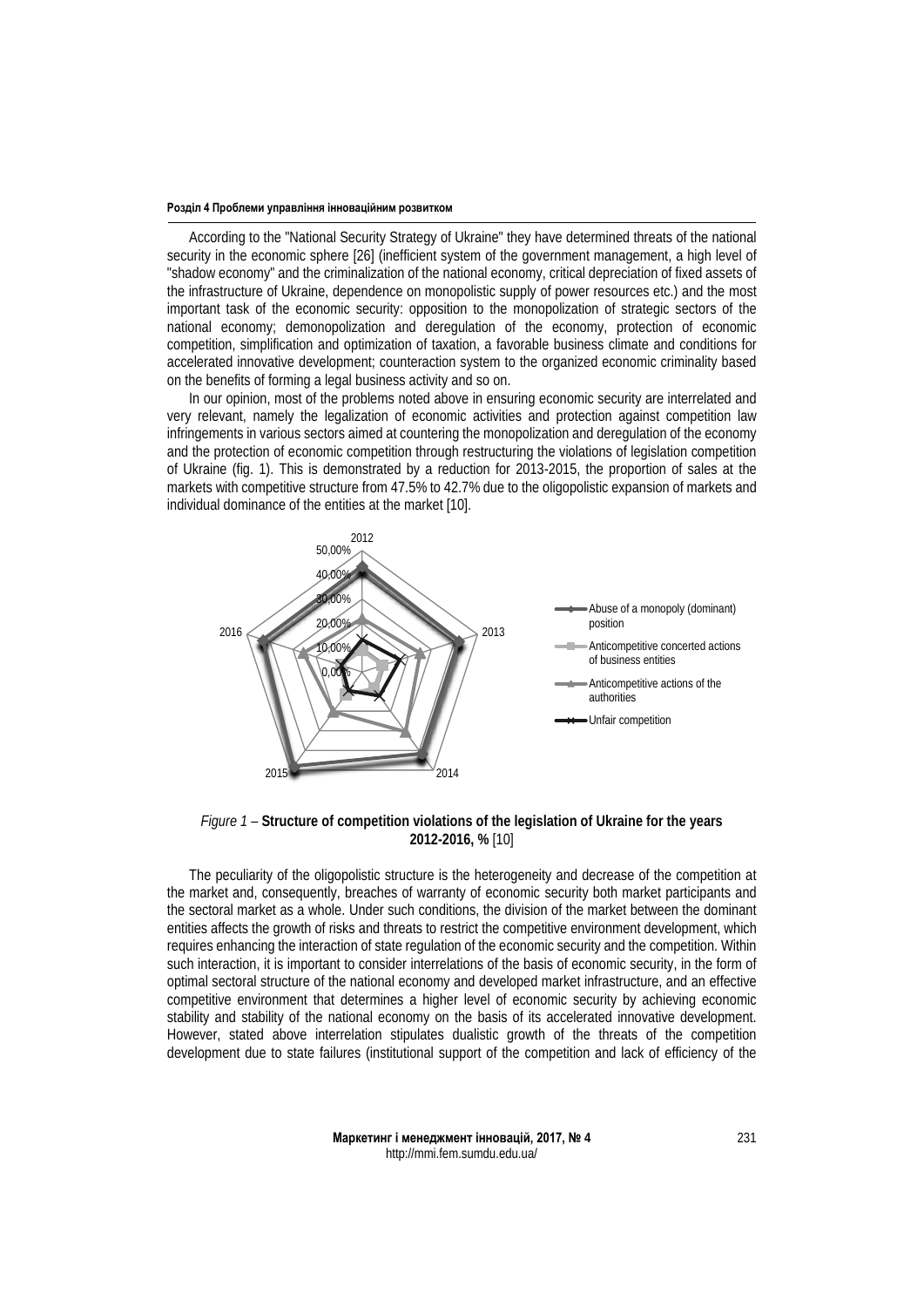According to the "National Security Strategy of Ukraine" they have determined threats of the national security in the economic sphere [26] (inefficient system of the government management, a high level of "shadow economy" and the criminalization of the national economy, critical depreciation of fixed assets of the infrastructure of Ukraine, dependence on monopolistic supply of power resources etc.) and the most important task of the economic security: opposition to the monopolization of strategic sectors of the national economy; demonopolization and deregulation of the economy, protection of economic competition, simplification and optimization of taxation, a favorable business climate and conditions for accelerated innovative development; counteraction system to the organized economic criminality based on the benefits of forming a legal business activity and so on.

In our opinion, most of the problems noted above in ensuring economic security are interrelated and very relevant, namely the legalization of economic activities and protection against competition law infringements in various sectors aimed at countering the monopolization and deregulation of the economy and the protection of economic competition through restructuring the violations of legislation competition of Ukraine (fig. 1). This is demonstrated by a reduction for 2013-2015, the proportion of sales at the markets with competitive structure from 47.5% to 42.7% due to the oligopolistic expansion of markets and individual dominance of the entities at the market [10].

*Figure 1* – **Structure of competition violations of the legislation of Ukraine for the years 2012-2016, %** [10]

The peculiarity of the oligopolistic structure is the heterogeneity and decrease of the competition at the market and, consequently, breaches of warranty of economic security both market participants and the sectoral market as a whole. Under such conditions, the division of the market between the dominant entities affects the growth of risks and threats to restrict the competitive environment development, which requires enhancing the interaction of state regulation of the economic security and the competition. Within such interaction, it is important to consider interrelations of the basis of economic security, in the form of optimal sectoral structure of the national economy and developed market infrastructure, and an effective competitive environment that determines a higher level of economic security by achieving economic stability and stability of the national economy on the basis of its accelerated innovative development. However, stated above interrelation stipulates dualistic growth of the threats of the competition development due to state failures (institutional support of the competition and lack of efficiency of the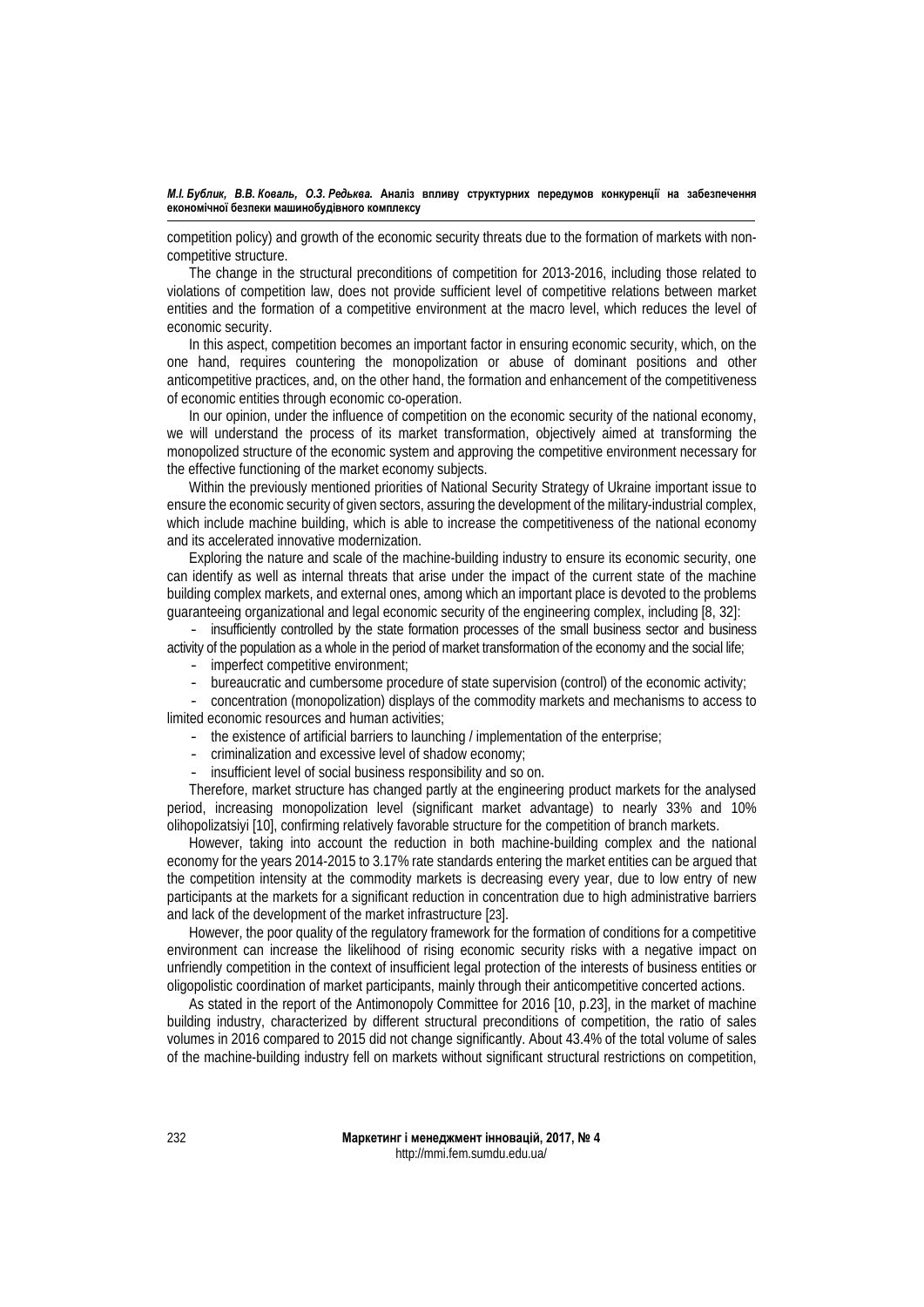competition policy) and growth of the economic security threats due to the formation of markets with non-competitive structure.

The change in the structural preconditions of competition for 2013-2016, including those related to violations of competition law, does not provide sufficient level of competitive relations between market entities and the formation of a competitive environment at the macro level, which reduces the level of economic security.

In this aspect, competition becomes an important factor in ensuring economic security, which, on the one hand, requires countering the monopolization or abuse of dominant positions and other anticompetitive practices, and, on the other hand, the formation and enhancement of the competitiveness of economic entities through economic co-operation.

In our opinion, under the influence of competition on the economic security of the national economy, we will understand the process of its market transformation, objectively aimed at transforming the monopolized structure of the economic system and approving the competitive environment necessary for the effective functioning of the market economy subjects.

Within the previously mentioned priorities of National Security Strategy of Ukraine important issue to ensure the economic security of given sectors, assuring the development of the military-industrial complex, which include machine building, which is able to increase the competitiveness of the national economy and its accelerated innovative modernization.

Exploring the nature and scale of the machine-building industry to ensure its economic security, one can identify as well as internal threats that arise under the impact of the current state of the machine building complex markets, and external ones, among which an important place is devoted to the problems guaranteeing organizational and legal economic security of the engineering complex, including [8, 32]:

- insufficiently controlled by the state formation processes of the small business sector and business activity of the population as a whole in the period of market transformation of the economy and the social life;
- imperfect competitive environment;
- bureaucratic and cumbersome procedure of state supervision (control) of the economic activity;
- concentration (monopolization) displays of the commodity markets and mechanisms to access to limited economic resources and human activities;
- the existence of artificial barriers to launching / implementation of the enterprise;
- criminalization and excessive level of shadow economy;
- insufficient level of social business responsibility and so on.

Therefore, market structure has changed partly at the engineering product markets for the analysed period, increasing monopolization level (significant market advantage) to nearly 33% and 10% olihopolizatsiyi [10], confirming relatively favorable structure for the competition of branch markets.

However, taking into account the reduction in both machine-building complex and the national economy for the years 2014-2015 to 3.17% rate standards entering the market entities can be argued that the competition intensity at the commodity markets is decreasing every year, due to low entry of new participants at the markets for a significant reduction in concentration due to high administrative barriers and lack of the development of the market infrastructure [23].

However, the poor quality of the regulatory framework for the formation of conditions for a competitive environment can increase the likelihood of rising economic security risks with a negative impact on unfriendly competition in the context of insufficient legal protection of the interests of business entities or oligopolistic coordination of market participants, mainly through their anticompetitive concerted actions.

As stated in the report of the Antimonopoly Committee for 2016 [10, p.23], in the market of machine building industry, characterized by different structural preconditions of competition, the ratio of sales volumes in 2016 compared to 2015 did not change significantly. About 43.4% of the total volume of sales of the machine-building industry fell on markets without significant structural restrictions on competition,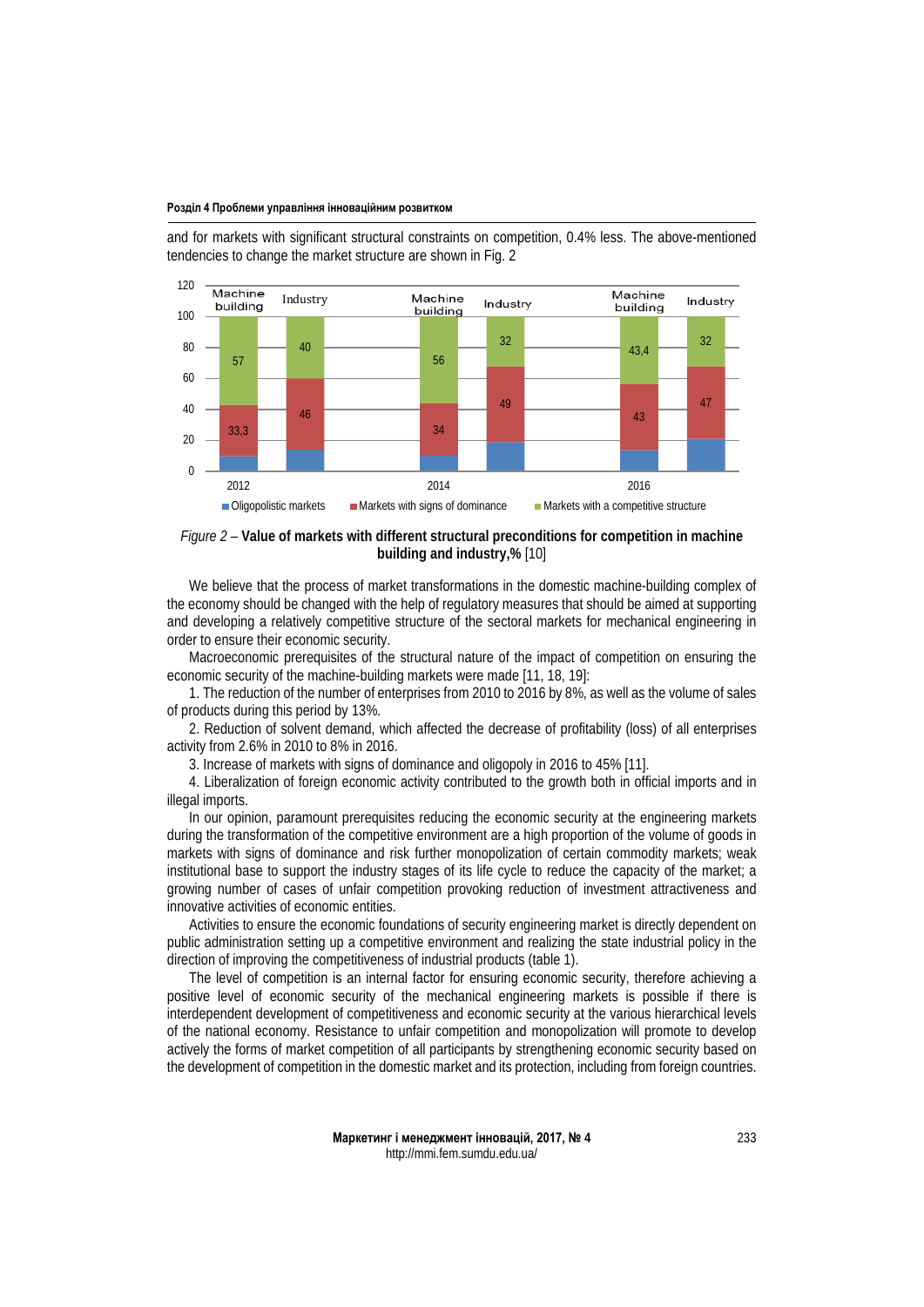and for markets with significant structural constraints on competition, 0.4% less. The above-mentioned tendencies to change the market structure are shown in Fig. 2

*Figure 2* – **Value of markets with different structural preconditions for competition in machine building and industry,%** [10]

We believe that the process of market transformations in the domestic machine-building complex of the economy should be changed with the help of regulatory measures that should be aimed at supporting and developing a relatively competitive structure of the sectoral markets for mechanical engineering in order to ensure their economic security.

Macroeconomic prerequisites of the structural nature of the impact of competition on ensuring the economic security of the machine-building markets were made [11, 18, 19]:

1. The reduction of the number of enterprises from 2010 to 2016 by 8%, as well as the volume of sales of products during this period by 13%.
2. Reduction of solvent demand, which affected the decrease of profitability (loss) of all enterprises activity from 2.6% in 2010 to 8% in 2016.
3. Increase of markets with signs of dominance and oligopoly in 2016 to 45% [11].
4. Liberalization of foreign economic activity contributed to the growth both in official imports and in illegal imports.

In our opinion, paramount prerequisites reducing the economic security at the engineering markets during the transformation of the competitive environment are a high proportion of the volume of goods in markets with signs of dominance and risk further monopolization of certain commodity markets; weak institutional base to support the industry stages of its life cycle to reduce the capacity of the market; a growing number of cases of unfair competition provoking reduction of investment attractiveness and innovative activities of economic entities.

Activities to ensure the economic foundations of security engineering market is directly dependent on public administration setting up a competitive environment and realizing the state industrial policy in the direction of improving the competitiveness of industrial products (table 1).

The level of competition is an internal factor for ensuring economic security, therefore achieving a positive level of economic security of the mechanical engineering markets is possible if there is interdependent development of competitiveness and economic security at the various hierarchical levels of the national economy. Resistance to unfair competition and monopolization will promote to develop actively the forms of market competition of all participants by strengthening economic security based on the development of competition in the domestic market and its protection, including from foreign countries.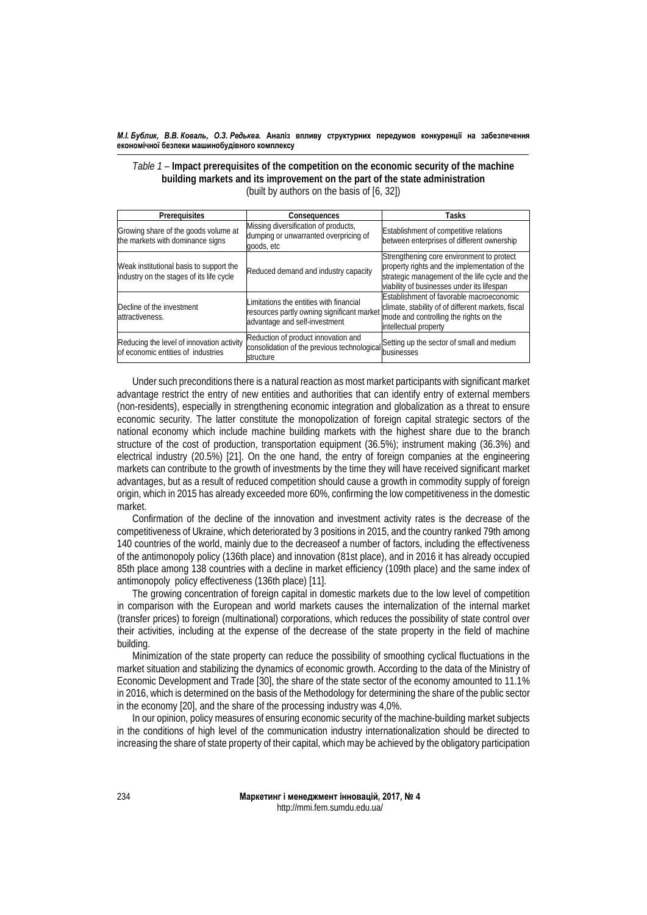*Table 1* – **Impact prerequisites of the competition on the economic security of the machine building markets and its improvement on the part of the state administration**
(built by authors on the basis of [6, 32])

| Prerequisites | Consequences | Tasks |
|---|---|---|
| Growing share of the goods volume at the markets with dominance signs | Missing diversification of products, dumping or unwarranted overpricing of goods, etc | Establishment of competitive relations between enterprises of different ownership |
| Weak institutional basis to support the industry on the stages of its life cycle | Reduced demand and industry capacity | Strengthening core environment to protect property rights and the implementation of the strategic management of the life cycle and the viability of businesses under its lifespan |
| Decline of the investment attractiveness. | Limitations the entities with financial resources partly owning significant market advantage and self-investment | Establishment of favorable macroeconomic climate, stability of of different markets, fiscal mode and controlling the rights on the intellectual property |
| Reducing the level of innovation activity of economic entities of industries | Reduction of product innovation and consolidation of the previous technological structure | Setting up the sector of small and medium businesses |

Under such preconditions there is a natural reaction as most market participants with significant market advantage restrict the entry of new entities and authorities that can identify entry of external members (non-residents), especially in strengthening economic integration and globalization as a threat to ensure economic security. The latter constitute the monopolization of foreign capital strategic sectors of the national economy which include machine building markets with the highest share due to the branch structure of the cost of production, transportation equipment (36.5%); instrument making (36.3%) and electrical industry (20.5%) [21]. On the one hand, the entry of foreign companies at the engineering markets can contribute to the growth of investments by the time they will have received significant market advantages, but as a result of reduced competition should cause a growth in commodity supply of foreign origin, which in 2015 has already exceeded more 60%, confirming the low competitiveness in the domestic market.

Confirmation of the decline of the innovation and investment activity rates is the decrease of the competitiveness of Ukraine, which deteriorated by 3 positions in 2015, and the country ranked 79th among 140 countries of the world, mainly due to the decreaseof a number of factors, including the effectiveness of the antimonopoly policy (136th place) and innovation (81st place), and in 2016 it has already occupied 85th place among 138 countries with a decline in market efficiency (109th place) and the same index of antimonopoly policy effectiveness (136th place) [11].

The growing concentration of foreign capital in domestic markets due to the low level of competition in comparison with the European and world markets causes the internalization of the internal market (transfer prices) to foreign (multinational) corporations, which reduces the possibility of state control over their activities, including at the expense of the decrease of the state property in the field of machine building.

Minimization of the state property can reduce the possibility of smoothing cyclical fluctuations in the market situation and stabilizing the dynamics of economic growth. According to the data of the Ministry of Economic Development and Trade [30], the share of the state sector of the economy amounted to 11.1% in 2016, which is determined on the basis of the Methodology for determining the share of the public sector in the economy [20], and the share of the processing industry was 4,0%.

In our opinion, policy measures of ensuring economic security of the machine-building market subjects in the conditions of high level of the communication industry internationalization should be directed to increasing the share of state property of their capital, which may be achieved by the obligatory participation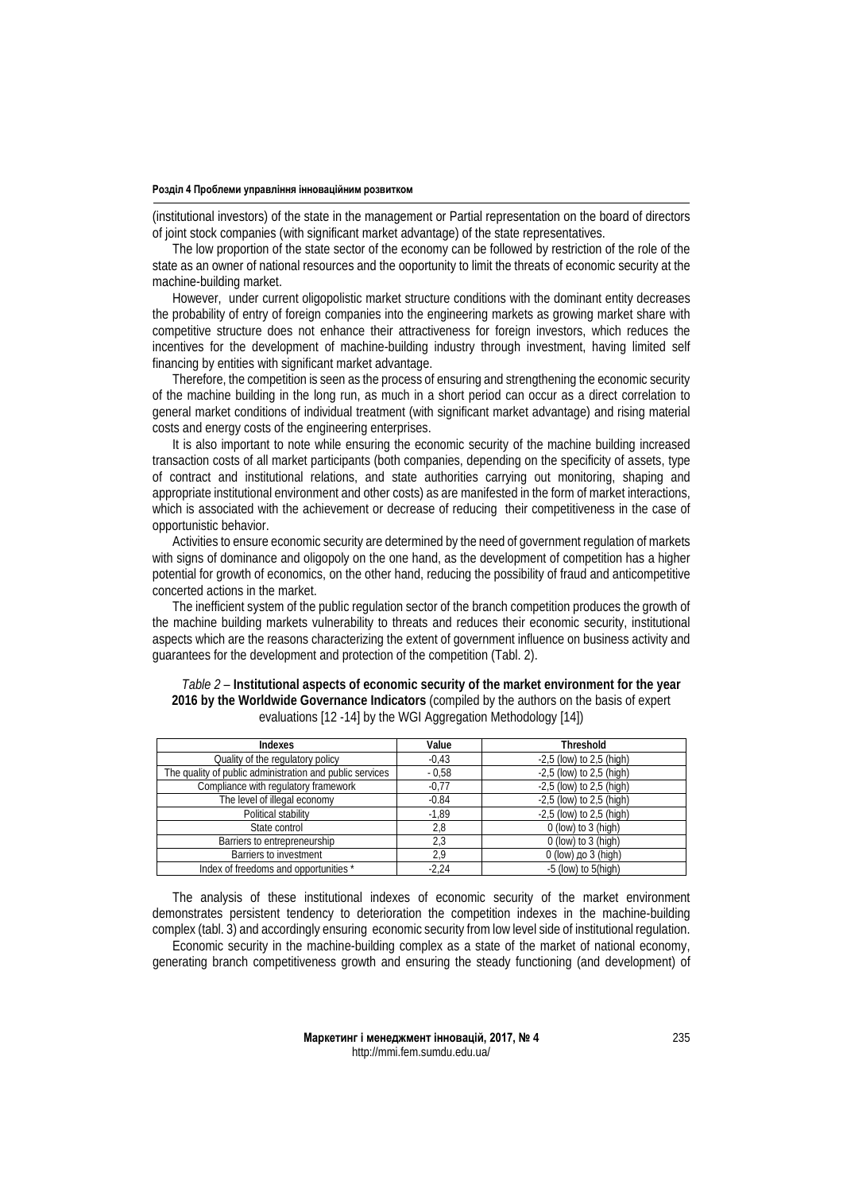(institutional investors) of the state in the management or Partial representation on the board of directors of joint stock companies (with significant market advantage) of the state representatives.

The low proportion of the state sector of the economy can be followed by restriction of the role of the state as an owner of national resources and the ooportunity to limit the threats of economic security at the machine-building market.

However, under current oligopolistic market structure conditions with the dominant entity decreases the probability of entry of foreign companies into the engineering markets as growing market share with competitive structure does not enhance their attractiveness for foreign investors, which reduces the incentives for the development of machine-building industry through investment, having limited self financing by entities with significant market advantage.

Therefore, the competition is seen as the process of ensuring and strengthening the economic security of the machine building in the long run, as much in a short period can occur as a direct correlation to general market conditions of individual treatment (with significant market advantage) and rising material costs and energy costs of the engineering enterprises.

It is also important to note while ensuring the economic security of the machine building increased transaction costs of all market participants (both companies, depending on the specificity of assets, type of contract and institutional relations, and state authorities carrying out monitoring, shaping and appropriate institutional environment and other costs) as are manifested in the form of market interactions, which is associated with the achievement or decrease of reducing their competitiveness in the case of opportunistic behavior.

Activities to ensure economic security are determined by the need of government regulation of markets with signs of dominance and oligopoly on the one hand, as the development of competition has a higher potential for growth of economics, on the other hand, reducing the possibility of fraud and anticompetitive concerted actions in the market.

The inefficient system of the public regulation sector of the branch competition produces the growth of the machine building markets vulnerability to threats and reduces their economic security, institutional aspects which are the reasons characterizing the extent of government influence on business activity and guarantees for the development and protection of the competition (Tabl. 2).

*Table 2* – **Institutional aspects of economic security of the market environment for the year 2016 by the Worldwide Governance Indicators** (compiled by the authors on the basis of expert evaluations [12 -14] by the WGI Aggregation Methodology [14])

| Indexes | Value | Threshold |
|---|---|---|
| Quality of the regulatory policy | -0,43 | -2,5 (low) to 2,5 (high) |
| The quality of public administration and public services | - 0,58 | -2,5 (low) to 2,5 (high) |
| Compliance with regulatory framework | -0,77 | -2,5 (low) to 2,5 (high) |
| The level of illegal economy | -0.84 | -2,5 (low) to 2,5 (high) |
| Political stability | -1,89 | -2,5 (low) to 2,5 (high) |
| State control | 2,8 | 0 (low) to 3 (high) |
| Barriers to entrepreneurship | 2,3 | 0 (low) to 3 (high) |
| Barriers to investment | 2,9 | 0 (low) до 3 (high) |
| Index of freedoms and opportunities * | -2,24 | -5 (low) to 5(high) |

The analysis of these institutional indexes of economic security of the market environment demonstrates persistent tendency to deterioration the competition indexes in the machine-building complex (tabl. 3) and accordingly ensuring economic security from low level side of institutional regulation.

Economic security in the machine-building complex as a state of the market of national economy, generating branch competitiveness growth and ensuring the steady functioning (and development) of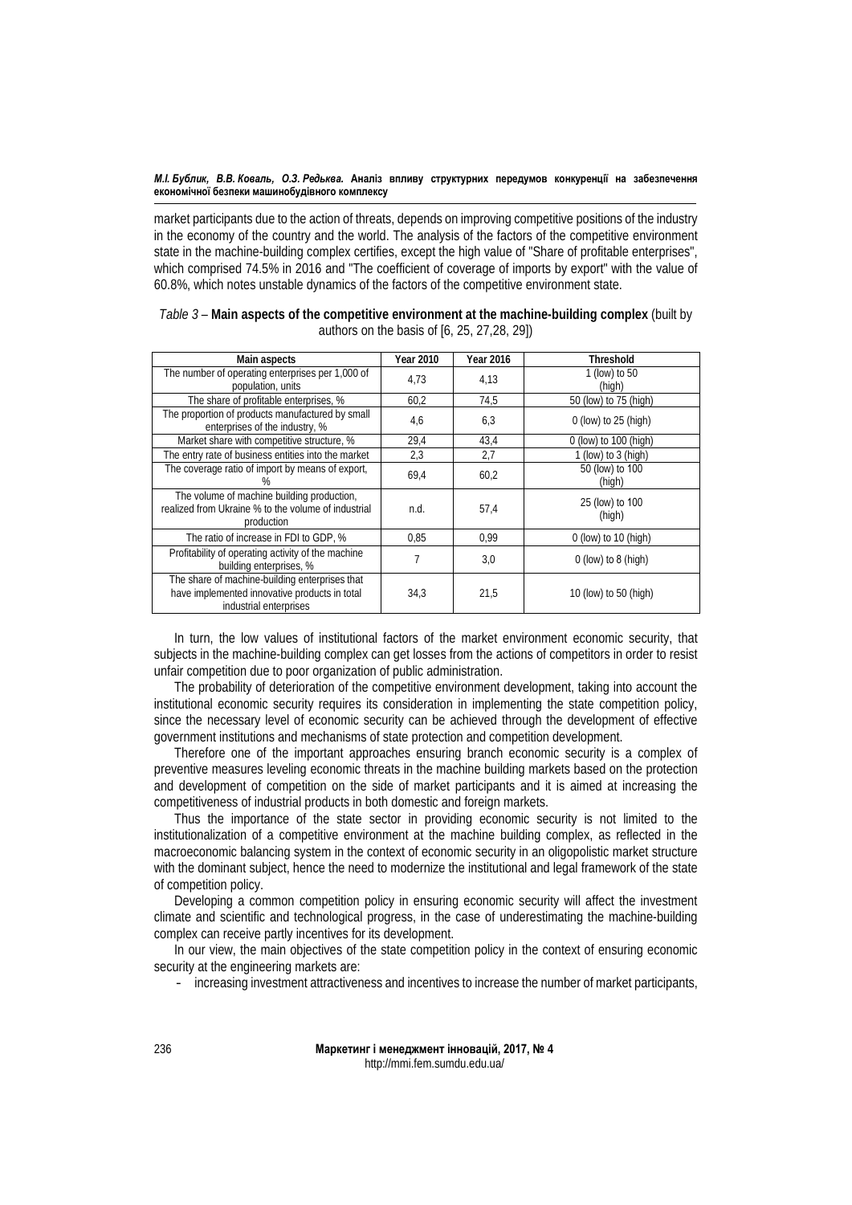market participants due to the action of threats, depends on improving competitive positions of the industry in the economy of the country and the world. The analysis of the factors of the competitive environment state in the machine-building complex certifies, except the high value of "Share of profitable enterprises", which comprised 74.5% in 2016 and "The coefficient of coverage of imports by export" with the value of 60.8%, which notes unstable dynamics of the factors of the competitive environment state.

*Table 3* – **Main aspects of the competitive environment at the machine-building complex** (built by authors on the basis of [6, 25, 27,28, 29])

| Main aspects | Year 2010 | Year 2016 | Threshold |
|---|---|---|---|
| The number of operating enterprises per 1,000 of population, units | 4,73 | 4,13 | 1 (low) to 50 (high) |
| The share of profitable enterprises, % | 60,2 | 74,5 | 50 (low) to 75 (high) |
| The proportion of products manufactured by small enterprises of the industry, % | 4,6 | 6,3 | 0 (low) to 25 (high) |
| Market share with competitive structure, % | 29,4 | 43,4 | 0 (low) to 100 (high) |
| The entry rate of business entities into the market | 2,3 | 2,7 | 1 (low) to 3 (high) |
| The coverage ratio of import by means of export, % | 69,4 | 60,2 | 50 (low) to 100 (high) |
| The volume of machine building production, realized from Ukraine % to the volume of industrial production | n.d. | 57,4 | 25 (low) to 100 (high) |
| The ratio of increase in FDI to GDP, % | 0,85 | 0,99 | 0 (low) to 10 (high) |
| Profitability of operating activity of the machine building enterprises, % | 7 | 3,0 | 0 (low) to 8 (high) |
| The share of machine-building enterprises that have implemented innovative products in total industrial enterprises | 34,3 | 21,5 | 10 (low) to 50 (high) |

In turn, the low values of institutional factors of the market environment economic security, that subjects in the machine-building complex can get losses from the actions of competitors in order to resist unfair competition due to poor organization of public administration.

The probability of deterioration of the competitive environment development, taking into account the institutional economic security requires its consideration in implementing the state competition policy, since the necessary level of economic security can be achieved through the development of effective government institutions and mechanisms of state protection and competition development.

Therefore one of the important approaches ensuring branch economic security is a complex of preventive measures leveling economic threats in the machine building markets based on the protection and development of competition on the side of market participants and it is aimed at increasing the competitiveness of industrial products in both domestic and foreign markets.

Thus the importance of the state sector in providing economic security is not limited to the institutionalization of a competitive environment at the machine building complex, as reflected in the macroeconomic balancing system in the context of economic security in an oligopolistic market structure with the dominant subject, hence the need to modernize the institutional and legal framework of the state of competition policy.

Developing a common competition policy in ensuring economic security will affect the investment climate and scientific and technological progress, in the case of underestimating the machine-building complex can receive partly incentives for its development.

In our view, the main objectives of the state competition policy in the context of ensuring economic security at the engineering markets are:

- increasing investment attractiveness and incentives to increase the number of market participants,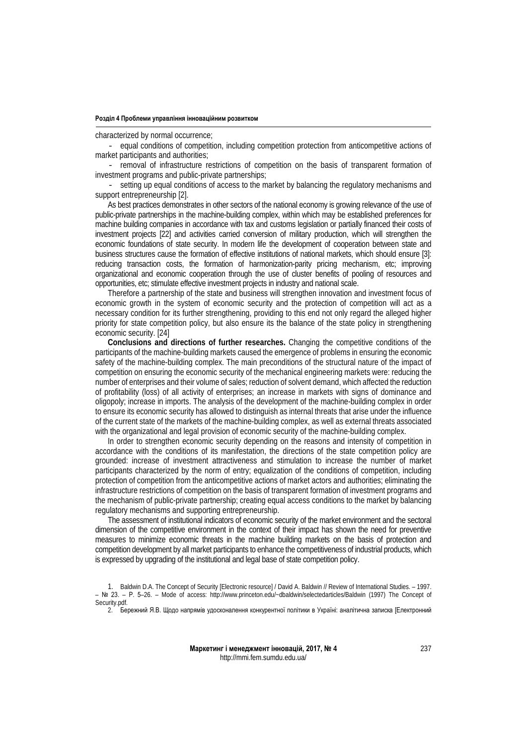characterized by normal occurrence;

- equal conditions of competition, including competition protection from anticompetitive actions of market participants and authorities;
- removal of infrastructure restrictions of competition on the basis of transparent formation of investment programs and public-private partnerships;
- setting up equal conditions of access to the market by balancing the regulatory mechanisms and support entrepreneurship [2].

As best practices demonstrates in other sectors of the national economy is growing relevance of the use of public-private partnerships in the machine-building complex, within which may be established preferences for machine building companies in accordance with tax and customs legislation or partially financed their costs of investment projects [22] and activities carried conversion of military production, which will strengthen the economic foundations of state security. In modern life the development of cooperation between state and business structures cause the formation of effective institutions of national markets, which should ensure [3]: reducing transaction costs, the formation of harmonization-parity pricing mechanism, etc; improving organizational and economic cooperation through the use of cluster benefits of pooling of resources and opportunities, etc; stimulate effective investment projects in industry and national scale.

Therefore a partnership of the state and business will strengthen innovation and investment focus of economic growth in the system of economic security and the protection of competition will act as a necessary condition for its further strengthening, providing to this end not only regard the alleged higher priority for state competition policy, but also ensure its the balance of the state policy in strengthening economic security. [24]

**Conclusions and directions of further researches.** Changing the competitive conditions of the participants of the machine-building markets caused the emergence of problems in ensuring the economic safety of the machine-building complex. The main preconditions of the structural nature of the impact of competition on ensuring the economic security of the mechanical engineering markets were: reducing the number of enterprises and their volume of sales; reduction of solvent demand, which affected the reduction of profitability (loss) of all activity of enterprises; an increase in markets with signs of dominance and oligopoly; increase in imports. The analysis of the development of the machine-building complex in order to ensure its economic security has allowed to distinguish as internal threats that arise under the influence of the current state of the markets of the machine-building complex, as well as external threats associated with the organizational and legal provision of economic security of the machine-building complex.

In order to strengthen economic security depending on the reasons and intensity of competition in accordance with the conditions of its manifestation, the directions of the state competition policy are grounded: increase of investment attractiveness and stimulation to increase the number of market participants characterized by the norm of entry; equalization of the conditions of competition, including protection of competition from the anticompetitive actions of market actors and authorities; eliminating the infrastructure restrictions of competition on the basis of transparent formation of investment programs and the mechanism of public-private partnership; creating equal access conditions to the market by balancing regulatory mechanisms and supporting entrepreneurship.

The assessment of institutional indicators of economic security of the market environment and the sectoral dimension of the competitive environment in the context of their impact has shown the need for preventive measures to minimize economic threats in the machine building markets on the basis of protection and competition development by all market participants to enhance the competitiveness of industrial products, which is expressed by upgrading of the institutional and legal base of state competition policy.

1. Baldwin D.A. The Concept of Security [Electronic resource] / David A. Baldwin // Review of International Studies. – 1997. – № 23. – P. 5–26. – Mode of access: http://www.princeton.edu/~dbaldwin/selectedarticles/Baldwin (1997) The Concept of Security.pdf.
2. Бережний Я.В. Щодо напрямів удосконалення конкурентної політики в Україні: аналітична записка [Електронний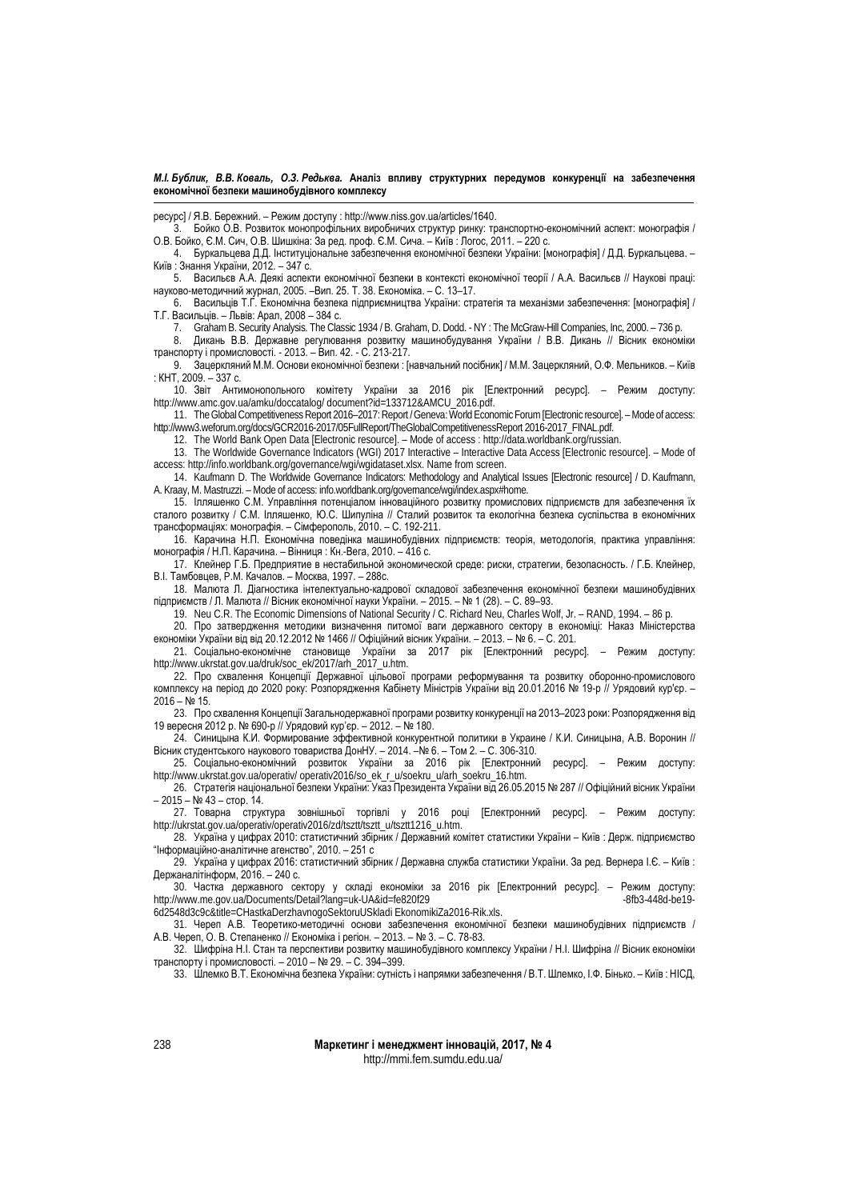ресурс] / Я.В. Бережний. – Режим доступу : http://www.niss.gov.ua/articles/1640.

3. Бойко О.В. Розвиток монопрофільних виробничих структур ринку: транспортно-економічний аспект: монографія / О.В. Бойко, Є.М. Сич, О.В. Шишкіна: За ред. проф. Є.М. Сича. – Київ : Логос, 2011. – 220 с.

4. Буркальцева Д.Д. Інституціональне забезпечення економічної безпеки України: [монографія] / Д.Д. Буркальцева. – Київ : Знання України, 2012. – 347 с.

5. Васильєв А.А. Деякі аспекти економічної безпеки в контексті економічної теорії / А.А. Васильєв // Наукові праці: науково-методичний журнал, 2005. –Вип. 25. Т. 38. Економіка. – С. 13–17.

6. Васильців Т.Г. Економічна безпека підприємництва України: стратегія та механізми забезпечення: [монографія] / Т.Г. Васильців. – Львів: Арал, 2008 – 384 с.

7. Graham B. Security Analysis. The Classic 1934 / B. Graham, D. Dodd. - NY : The McGraw-Hill Companies, Inc, 2000. – 736 p.

8. Дикань В.В. Державне регулювання розвитку машинобудування України / В.В. Дикань // Вісник економіки транспорту і промисловості. - 2013. – Вип. 42. - С. 213-217.

9. Зацеркляний М.М. Основи економічної безпеки : [навчальний посібник] / М.М. Зацеркляний, О.Ф. Мельников. – Київ : КНТ, 2009. – 337 с.

10. Звіт Антимонопольного комітету України за 2016 рік [Електронний ресурс]. – Режим доступу: http://www.amc.gov.ua/amku/doccatalog/ document?id=133712&AMCU_2016.pdf.

11. The Global Competitiveness Report 2016–2017: Report / Geneva: World Economic Forum [Electronic resource]. – Mode of access: http://www3.weforum.org/docs/GCR2016-2017/05FullReport/TheGlobalCompetitivenessReport 2016-2017_FINAL.pdf.

12. The World Bank Open Data [Electronic resource]. – Mode of access : http://data.worldbank.org/russian.

13. The Worldwide Governance Indicators (WGI) 2017 Interactive – Interactive Data Access [Electronic resource]. – Mode of access: http://info.worldbank.org/governance/wgi/wgidataset.xlsx. Name from screen.

14. Kaufmann D. The Worldwide Governance Indicators: Methodology and Analytical Issues [Electronic resource] / D. Kaufmann, A. Kraay, M. Mastruzzi. – Mode of access: info.worldbank.org/governance/wgi/index.aspx#home.

15. Ілляшенко С.М. Управління потенціалом інноваційного розвитку промислових підприємств для забезпечення їх сталого розвитку / С.М. Ілляшенко, Ю.С. Шипуліна // Сталий розвиток та екологічна безпека суспільства в економічних трансформаціях: монографія. – Сімферополь, 2010. – С. 192-211.

16. Карачина Н.П. Економічна поведінка машинобудівних підприємств: теорія, методологія, практика управління: монографія / Н.П. Карачина. – Вінниця : Кн.-Вега, 2010. – 416 с.

17. Клейнер Г.Б. Предприятие в нестабильной экономической среде: риски, стратегии, безопасность. / Г.Б. Клейнер, В.І. Тамбовцев, Р.М. Качалов. – Москва, 1997. – 288с.

18. Малюта Л. Діагностика інтелектуально-кадрової складової забезпечення економічної безпеки машинобудівних підприємств / Л. Малюта // Вісник економічної науки України. – 2015. – № 1 (28). – С. 89–93.

19. Neu C.R. The Economic Dimensions of National Security / C. Richard Neu, Charles Wolf, Jr. – RAND, 1994. – 86 p.

20. Про затвердження методики визначення питомої ваги державного сектору в економіці: Наказ Міністерства економіки України від від 20.12.2012 № 1466 // Офіційний вісник України. – 2013. – № 6. – С. 201.

21. Соціально-економічне становище України за 2017 рік [Електронний ресурс]. – Режим доступу: http://www.ukrstat.gov.ua/druk/soc_ek/2017/arh_2017_u.htm.

22. Про схвалення Концепції Державної цільової програми реформування та розвитку оборонно-промислового комплексу на період до 2020 року: Розпорядження Кабінету Міністрів України від 20.01.2016 № 19-р // Урядовий кур'єр. – 2016 – № 15.

23. Про схвалення Концепції Загальнодержавної програми розвитку конкуренції на 2013–2023 роки: Розпорядження від 19 вересня 2012 р. № 690-р // Урядовий кур'єр. – 2012. – № 180.

24. Синицына К.И. Формирование эффективной конкурентной политики в Украине / К.И. Синицына, А.В. Воронин // Вісник студентського наукового товариства ДонНУ. – 2014. –№ 6. – Том 2. – С. 306-310.

25. Соціально-економічний розвиток України за 2016 рік [Електронний ресурс]. – Режим доступу: http://www.ukrstat.gov.ua/operativ/ operativ2016/so_ek_r_u/soekru_u/arh_soekru_16.htm.

26. Стратегія національної безпеки України: Указ Президента України від 26.05.2015 № 287 // Офіційний вісник України – 2015 – № 43 – стор. 14.

27. Товарна структура зовнішньої торгівлі у 2016 році [Електронний ресурс]. – Режим доступу: http://ukrstat.gov.ua/operativ/operativ2016/zd/tsztt/tsztt_u/tsztt1216_u.htm.

28. Україна у цифрах 2010: статистичний збірник / Державний комітет статистики України – Київ : Держ. підприємство "Інформаційно-аналітичне агенство", 2010. – 251 с

29. Україна у цифрах 2016: статистичний збірник / Державна служба статистики України. За ред. Вернера І.Є. – Київ : Держаналітінформ, 2016. – 240 с.

30. Частка державного сектору у складі економіки за 2016 рік [Електронний ресурс]. – Режим доступу: http://www.me.gov.ua/Documents/Detail?lang=uk-UA&id=fe820f29 -8fb3-448d-be19-6d2548d3c9c&title=CHastkaDerzhavnogoSektoruUSkladi EkonomikiZa2016-Rik.xls.

31. Череп А.В. Теоретико-методичні основи забезпечення економічної безпеки машинобудівних підприємств / А.В. Череп, О. В. Степаненко // Економіка і регіон. – 2013. – № 3. – С. 78-83.

32. Шифріна Н.І. Стан та перспективи розвитку машинобудівного комплексу України / Н.І. Шифріна // Вісник економіки транспорту і промисловості. – 2010 – № 29. – С. 394–399.

33. Шлемко В.Т. Економічна безпека України: сутність і напрямки забезпечення / В.Т. Шлемко, І.Ф. Бінько. – Київ : НІСД,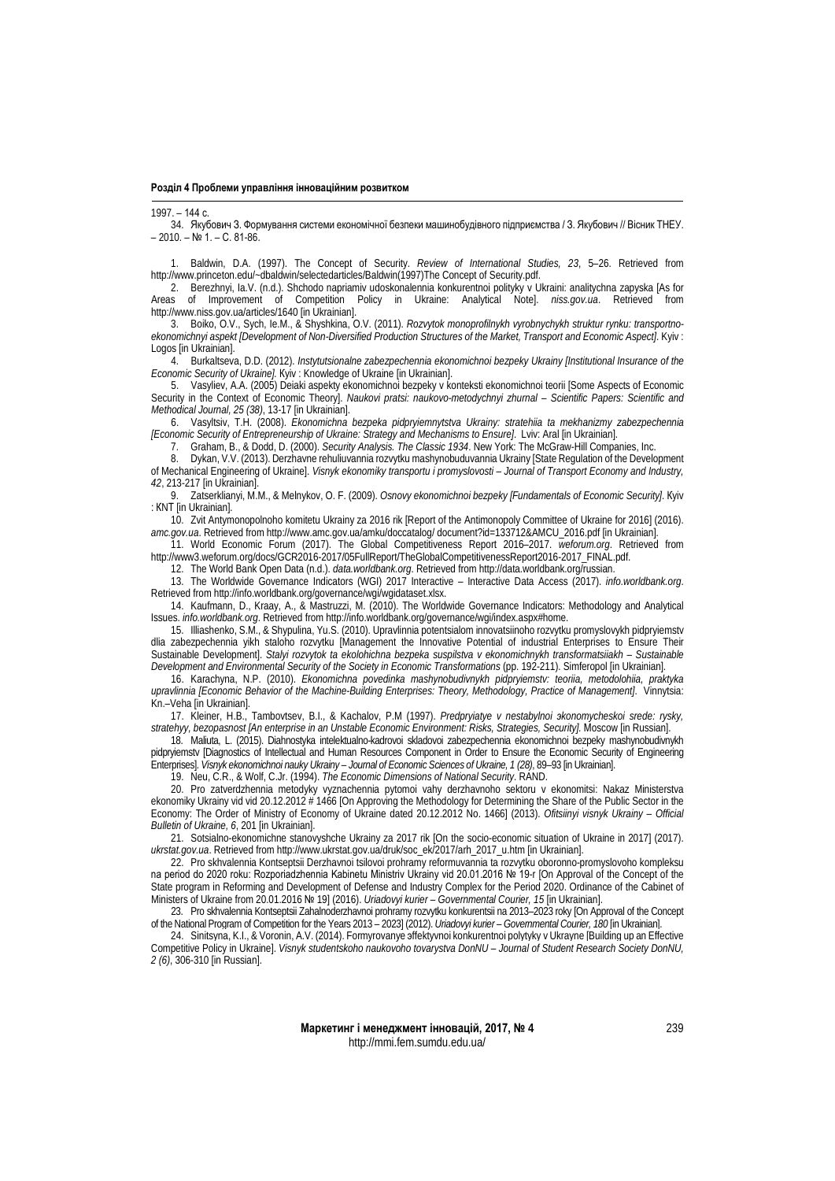1997. – 144 с.

34. Якубович З. Формування системи економічної безпеки машинобудівного підприємства / З. Якубович // Вісник ТНЕУ. – 2010. – № 1. – С. 81-86.

1. Baldwin, D.A. (1997). The Concept of Security. *Review of International Studies, 23*, 5–26. Retrieved from http://www.princeton.edu/~dbaldwin/selectedarticles/Baldwin(1997)The Concept of Security.pdf.

2. Berezhnyi, Ia.V. (n.d.). Shchodo napriamiv udoskonalennia konkurentnoi polityky v Ukraini: analitychna zapyska [As for Areas of Improvement of Competition Policy in Ukraine: Analytical Note]. *niss.gov.ua*. Retrieved from http://www.niss.gov.ua/articles/1640 [in Ukrainian].

3. Boiko, O.V., Sych, Ie.M., & Shyshkina, O.V. (2011). *Rozvytok monoprofilnykh vyrobnychykh struktur rynku: transportno-ekonomichnyi aspekt [Development of Non-Diversified Production Structures of the Market, Transport and Economic Aspect]*. Kyiv : Logos [in Ukrainian].

4. Burkaltseva, D.D. (2012). *Instytutsionalne zabezpechennia ekonomichnoi bezpeky Ukrainy [Institutional Insurance of the Economic Security of Ukraine]*. Kyiv : Knowledge of Ukraine [in Ukrainian].

5. Vasyliev, A.A. (2005) Deiaki aspekty ekonomichnoi bezpeky v konteksti ekonomichnoi teorii [Some Aspects of Economic Security in the Context of Economic Theory]. *Naukovi pratsi: naukovo-metodychnyi zhurnal – Scientific Papers: Scientific and Methodical Journal, 25 (38)*, 13-17 [in Ukrainian].

6. Vasyltsiv, T.H. (2008). *Ekonomichna bezpeka pidpryiemnytstva Ukrainy: stratehiia ta mekhanizmy zabezpechennia [Economic Security of Entrepreneurship of Ukraine: Strategy and Mechanisms to Ensure]*. Lviv: Aral [in Ukrainian].

7. Graham, B., & Dodd, D. (2000). *Security Analysis. The Classic 1934*. New York: The McGraw-Hill Companies, Inc.

8. Dykan, V.V. (2013). Derzhavne rehuliuvannia rozvytku mashynobuduvannia Ukrainy [State Regulation of the Development of Mechanical Engineering of Ukraine]. *Visnyk ekonomiky transportu i promyslovosti – Journal of Transport Economy and Industry, 42*, 213-217 [in Ukrainian].

9. Zatserklianyi, M.M., & Melnykov, O. F. (2009). *Osnovy ekonomichnoi bezpeky [Fundamentals of Economic Security]*. Kyiv : KNT [in Ukrainian].

10. Zvit Antymonopolnoho komitetu Ukrainy za 2016 rik [Report of the Antimonopoly Committee of Ukraine for 2016] (2016). *amc.gov.ua*. Retrieved from http://www.amc.gov.ua/amku/doccatalog/ document?id=133712&AMCU_2016.pdf [in Ukrainian].

11. World Economic Forum (2017). The Global Competitiveness Report 2016–2017. *weforum.org*. Retrieved from http://www3.weforum.org/docs/GCR2016-2017/05FullReport/TheGlobalCompetitivenessReport2016-2017_FINAL.pdf.

12. The World Bank Open Data (n.d.). *data.worldbank.org*. Retrieved from http://data.worldbank.org/russian.

13. The Worldwide Governance Indicators (WGI) 2017 Interactive – Interactive Data Access (2017). *info.worldbank.org*. Retrieved from http://info.worldbank.org/governance/wgi/wgidataset.xlsx.

14. Kaufmann, D., Kraay, A., & Mastruzzi, M. (2010). The Worldwide Governance Indicators: Methodology and Analytical Issues. *info.worldbank.org*. Retrieved from http://info.worldbank.org/governance/wgi/index.aspx#home.

15. Illiashenko, S.M., & Shypulina, Yu.S. (2010). Upravlinnia potentsialom innovatsiinoho rozvytku promyslovykh pidpryiemstv dlia zabezpechennia yikh staloho rozvytku [Management the Innovative Potential of industrial Enterprises to Ensure Their Sustainable Development]. *Stalyi rozvytok ta ekolohichna bezpeka suspilstva v ekonomichnykh transformatsiiakh – Sustainable Development and Environmental Security of the Society in Economic Transformations* (pp. 192-211). Simferopol [in Ukrainian].

16. Karachyna, N.P. (2010). *Ekonomichna povedinka mashynobudivnykh pidpryiemstv: teoriia, metodolohiia, praktyka upravlinnia [Economic Behavior of the Machine-Building Enterprises: Theory, Methodology, Practice of Management]*. Vinnytsia: Kn.–Veha [in Ukrainian].

17. Kleiner, H.B., Tambovtsev, B.I., & Kachalov, P.M (1997). *Predpryiatye v nestabylnoi эkonomycheskoi srede: rysky, stratehyy, bezopasnost [An enterprise in an Unstable Economic Environment: Risks, Strategies, Security]*. Moscow [in Russian].

18. Maliuta, L. (2015). Diahnostyka intelektualno-kadrovoi skladovoi zabezpechennia ekonomichnoi bezpeky mashynobudivnykh pidpryiemstv [Diagnostics of Intellectual and Human Resources Component in Order to Ensure the Economic Security of Engineering Enterprises]. *Visnyk ekonomichnoi nauky Ukrainy – Journal of Economic Sciences of Ukraine, 1 (28)*, 89–93 [in Ukrainian].

19. Neu, C.R., & Wolf, C.Jr. (1994). *The Economic Dimensions of National Security*. RAND.

20. Pro zatverdzhennia metodyky vyznachennia pytomoi vahy derzhavnoho sektoru v ekonomitsi: Nakaz Ministerstva ekonomiky Ukrainy vid vid 20.12.2012 # 1466 [On Approving the Methodology for Determining the Share of the Public Sector in the Economy: The Order of Ministry of Economy of Ukraine dated 20.12.2012 No. 1466] (2013). *Ofitsiinyi visnyk Ukrainy – Official Bulletin of Ukraine, 6*, 201 [in Ukrainian].

21. Sotsialno-ekonomichne stanovyshche Ukrainy za 2017 rik [On the socio-economic situation of Ukraine in 2017] (2017). *ukrstat.gov.ua*. Retrieved from http://www.ukrstat.gov.ua/druk/soc_ek/2017/arh_2017_u.htm [in Ukrainian].

22. Pro skhvalennia Kontseptsii Derzhavnoi tsilovoi prohramy reformuvannia ta rozvytku oboronno-promyslovoho kompleksu na period do 2020 roku: Rozporiadzhennia Kabinetu Ministriv Ukrainy vid 20.01.2016 № 19-r [On Approval of the Concept of the State program in Reforming and Development of Defense and Industry Complex for the Period 2020. Ordinance of the Cabinet of Ministers of Ukraine from 20.01.2016 № 19] (2016). *Uriadovyi kurier – Governmental Courier, 15* [in Ukrainian].

23. Pro skhvalennia Kontseptsii Zahalnoderzhavnoi prohramy rozvytku konkurentsii na 2013–2023 roky [On Approval of the Concept of the National Program of Competition for the Years 2013 – 2023] (2012). *Uriadovyi kurier – Governmental Courier, 180* [in Ukrainian].

24. Sinitsyna, K.I., & Voronin, A.V. (2014). Formyrovanye эffektyvnoi konkurentnoi polytyky v Ukrayne [Building up an Effective Competitive Policy in Ukraine]. *Visnyk studentskoho naukovoho tovarystva DonNU – Journal of Student Research Society DonNU, 2 (6)*, 306-310 [in Russian].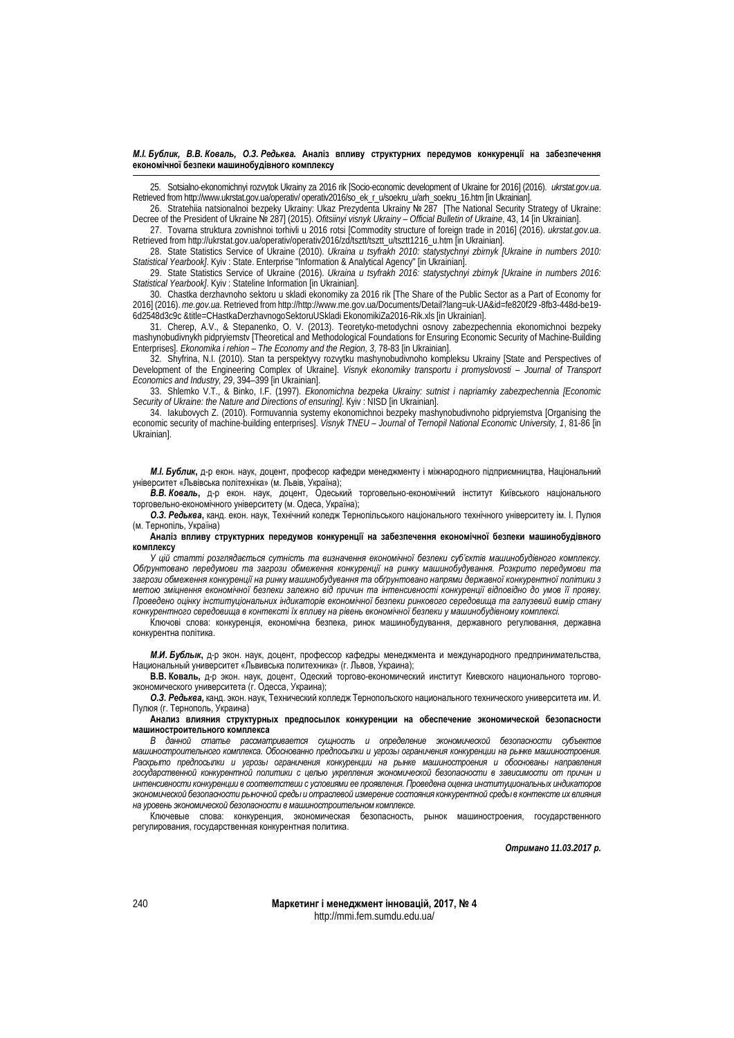25. Sotsialno-ekonomichnyi rozvytok Ukrainy za 2016 rik [Socio-economic development of Ukraine for 2016] (2016). *ukrstat.gov.ua*. Retrieved from http://www.ukrstat.gov.ua/operativ/ operativ2016/so_ek_r_u/soekru_u/arh_soekru_16.htm [in Ukrainian].

26. Stratehiia natsionalnoi bezpeky Ukrainy: Ukaz Prezydenta Ukrainy № 287 [The National Security Strategy of Ukraine: Decree of the President of Ukraine № 287] (2015). *Ofitsiinyi visnyk Ukrainy – Official Bulletin of Ukraine*, 43, 14 [in Ukrainian].

27. Tovarna struktura zovnishnoi torhivli u 2016 rotsi [Commodity structure of foreign trade in 2016] (2016). *ukrstat.gov.ua*. Retrieved from http://ukrstat.gov.ua/operativ/operativ2016/zd/tsztt/tsztt_u/tsztt1216_u.htm [in Ukrainian].

28. State Statistics Service of Ukraine (2010). *Ukraina u tsyfrakh 2010: statystychnyi zbirnyk [Ukraine in numbers 2010: Statistical Yearbook]*. Kyiv : State. Enterprise "Information & Analytical Agency" [in Ukrainian].

29. State Statistics Service of Ukraine (2016). *Ukraina u tsyfrakh 2016: statystychnyi zbirnyk [Ukraine in numbers 2016: Statistical Yearbook]*. Kyiv : Stateline Information [in Ukrainian].

30. Chastka derzhavnoho sektoru u skladi ekonomiky za 2016 rik [The Share of the Public Sector as a Part of Economy for 2016] (2016). *me.gov.ua*. Retrieved from http://http://www.me.gov.ua/Documents/Detail?lang=uk-UA&id=fe820f29 -8fb3-448d-be19-6d2548d3c9c &title=CHastkaDerzhavnogoSektoruUSkladi EkonomikiZa2016-Rik.xls [in Ukrainian].

31. Cherep, A.V., & Stepanenko, O. V. (2013). Teoretyko-metodychni osnovy zabezpechennia ekonomichnoi bezpeky mashynobudivnykh pidpryiemstv [Theoretical and Methodological Foundations for Ensuring Economic Security of Machine-Building Enterprises]. *Ekonomika i rehion – The Economy and the Region, 3,* 78-83 [in Ukrainian].

32. Shyfrina, N.I. (2010). Stan ta perspektyvy rozvytku mashynobudivnoho kompleksu Ukrainy [State and Perspectives of Development of the Engineering Complex of Ukraine]. *Visnyk ekonomiky transportu i promyslovosti – Journal of Transport Economics and Industry, 29*, 394–399 [in Ukrainian].

33. Shlemko V.T., & Binko, I.F. (1997). *Ekonomichna bezpeka Ukrainy: sutnist i napriamky zabezpechennia [Economic Security of Ukraine: the Nature and Directions of ensuring]*. Kyiv : NISD [in Ukrainian].

34. Iakubovych Z. (2010). Formuvannia systemy ekonomichnoi bezpeky mashynobudivnoho pidpryiemstva [Organising the economic security of machine-building enterprises]. *Visnyk TNEU – Journal of Ternopil National Economic University, 1*, 81-86 [in Ukrainian].

***М.І. Бублик*,** д-р екон. наук, доцент, професор кафедри менеджменту і міжнародного підприємництва, Національний університет «Львівська політехніка» (м. Львів, Україна);

***В.В. Коваль*,** д-р екон. наук, доцент, Одеський торговельно-економічний інститут Київського національного торговельно-економічного університету (м. Одеса, Україна);

***О.З. Редьква*,** канд. екон. наук, Технічний коледж Тернопільського національного технічного університету ім. І. Пулюя (м. Тернопіль, Україна)

**Аналіз впливу структурних передумов конкуренції на забезпечення економічної безпеки машинобудівного комплексу**

*У цій статті розглядається сутність та визначення економічної безпеки суб'єктів машинобудівного комплексу. Обґрунтовано передумови та загрози обмеження конкуренції на ринку машинобудування. Розкрито передумови та загрози обмеження конкуренції на ринку машинобудування та обґрунтовано напрями державної конкурентної політики з метою зміцнення економічної безпеки залежно від причин та інтенсивності конкуренції відповідно до умов її прояву. Проведено оцінку інституціональних індикаторів економічної безпеки ринкового середовища та галузевий вимір стану конкурентного середовища в контексті їх впливу на рівень економічної безпеки у машинобудівному комплексі.*

Ключові слова: конкуренція, економічна безпека, ринок машинобудування, державного регулювання, державна конкурентна політика.

***М.И. Бублык*,** д-р экон. наук, доцент, профессор кафедры менеджмента и международного предпринимательства, Национальный университет «Львивська политехника» (г. Львов, Украина);

**В.В. Коваль,** д-р экон. наук, доцент, Одеский торгово-экономический институт Киевского национального торгово-экономического университета (г. Одесса, Украина);

***О.З. Редьква,*** канд. экон. наук, Технический колледж Тернопольского национального технического университета им. И. Пулюя (г. Тернополь, Украина)

**Анализ влияния структурных предпосылок конкуренции на обеспечение экономической безопасности машиностроительного комплекса**

*В данной статье рассматривается сущность и определение экономической безопасности субъектов машиностроительного комплекса. Обоснованно предпосылки и угрозы ограничения конкуренции на рынке машиностроения. Раскрыто предпосылки и угрозы ограничения конкуренции на рынке машиностроения и обоснованы направления государственной конкурентной политики с целью укрепления экономической безопасности в зависимости от причин и интенсивности конкуренции в соответствии с условиями ее проявления. Проведена оценка институциональных индикаторов экономической безопасности рыночной среды и отраслевой измерение состояния конкурентной среды в контексте их влияния на уровень экономической безопасности в машиностроительном комплексе.*

Ключевые слова: конкуренция, экономическая безопасность, рынок машиностроения, государственного регулирования, государственная конкурентная политика.

***Отримано 11.03.2017 р.***